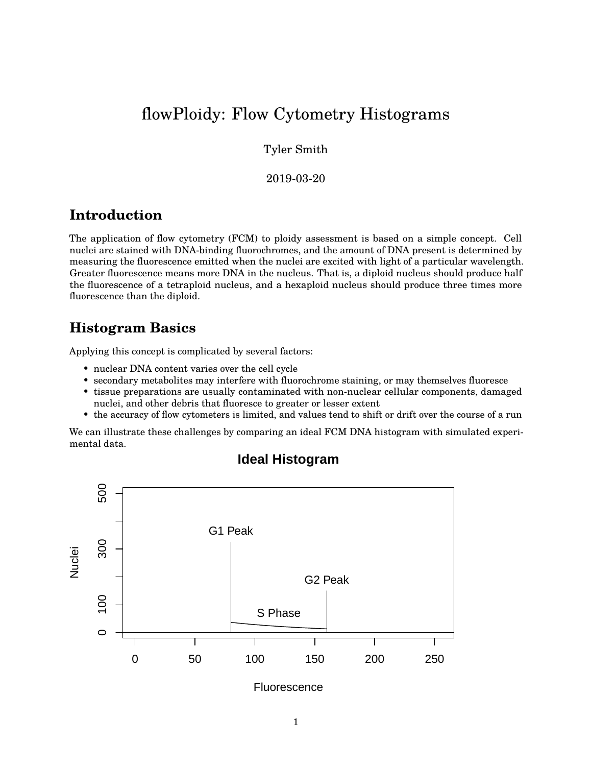# flowPloidy: Flow Cytometry Histograms

Tyler Smith

2019-03-20

## Introduction

The application of flow cytometry (FCM) to ploidy assessment is based on a simple concept. Cell nuclei are stained with DNA-binding fluorochromes, and the amount of DNA present is determined by measuring the fluorescence emitted when the nuclei are excited with light of a particular wavelength. Greater fluorescence means more DNA in the nucleus. That is, a diploid nucleus should produce half the fluorescence of a tetraploid nucleus, and a hexaploid nucleus should produce three times more fluorescence than the diploid.

## Histogram Basics

Applying this concept is complicated by several factors:

- nuclear DNA content varies over the cell cycle
- secondary metabolites may interfere with fluorochrome staining, or may themselves fluoresce
- tissue preparations are usually contaminated with non-nuclear cellular components, damaged nuclei, and other debris that fluoresce to greater or lesser extent
- the accuracy of flow cytometers is limited, and values tend to shift or drift over the course of a run

We can illustrate these challenges by comparing an ideal FCM DNA histogram with simulated experimental data.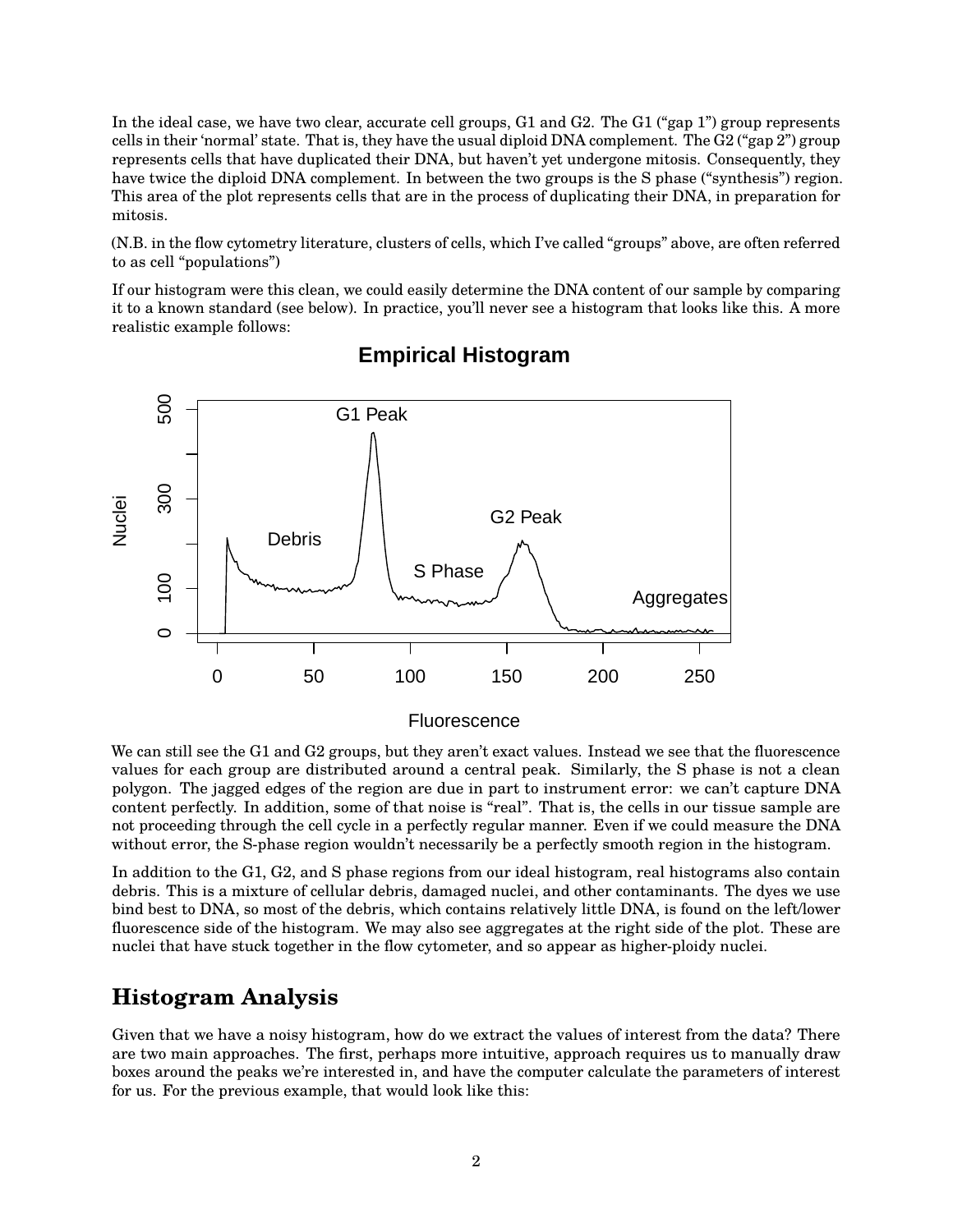In the ideal case, we have two clear, accurate cell groups, G1 and G2. The G1 ("gap 1") group represents cells in their 'normal' state. That is, they have the usual diploid DNA complement. The G2 ("gap 2") group represents cells that have duplicated their DNA, but haven't yet undergone mitosis. Consequently, they have twice the diploid DNA complement. In between the two groups is the S phase ("synthesis") region. This area of the plot represents cells that are in the process of duplicating their DNA, in preparation for mitosis.

(N.B. in the flow cytometry literature, clusters of cells, which I've called "groups" above, are often referred to as cell "populations")

If our histogram were this clean, we could easily determine the DNA content of our sample by comparing it to a known standard (see below). In practice, you'll never see a histogram that looks like this. A more realistic example follows:

We can still see the G1 and G2 groups, but they aren't exact values. Instead we see that the fluorescence values for each group are distributed around a central peak. Similarly, the S phase is not a clean polygon. The jagged edges of the region are due in part to instrument error: we can't capture DNA content perfectly. In addition, some of that noise is "real". That is, the cells in our tissue sample are not proceeding through the cell cycle in a perfectly regular manner. Even if we could measure the DNA without error, the S-phase region wouldn't necessarily be a perfectly smooth region in the histogram.

In addition to the G1, G2, and S phase regions from our ideal histogram, real histograms also contain debris. This is a mixture of cellular debris, damaged nuclei, and other contaminants. The dyes we use bind best to DNA, so most of the debris, which contains relatively little DNA, is found on the left/lower fluorescence side of the histogram. We may also see aggregates at the right side of the plot. These are nuclei that have stuck together in the flow cytometer, and so appear as higher-ploidy nuclei.

## Histogram Analysis

Given that we have a noisy histogram, how do we extract the values of interest from the data? There are two main approaches. The first, perhaps more intuitive, approach requires us to manually draw boxes around the peaks we're interested in, and have the computer calculate the parameters of interest for us. For the previous example, that would look like this: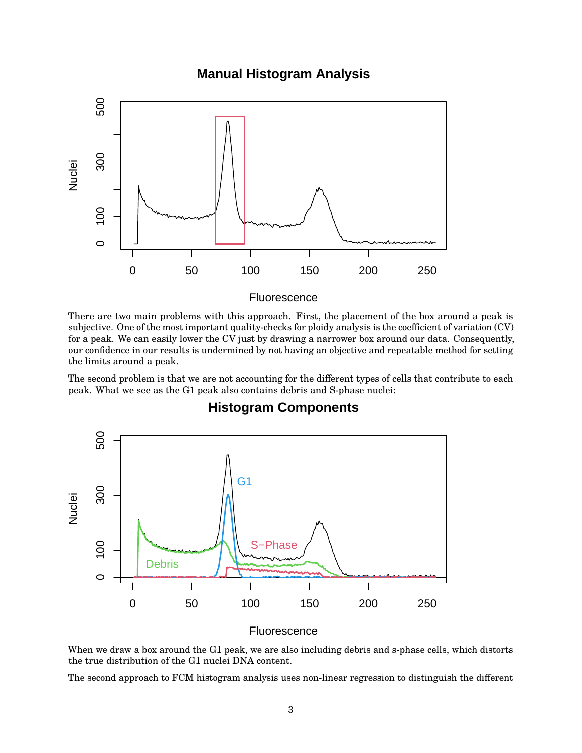There are two main problems with this approach. First, the placement of the box around a peak is subjective. One of the most important quality-checks for ploidy analysis is the coefficient of variation (CV) for a peak. We can easily lower the CV just by drawing a narrower box around our data. Consequently, our confidence in our results is undermined by not having an objective and repeatable method for setting the limits around a peak.

The second problem is that we are not accounting for the different types of cells that contribute to each peak. What we see as the G1 peak also contains debris and S-phase nuclei:

When we draw a box around the G1 peak, we are also including debris and s-phase cells, which distorts the true distribution of the G1 nuclei DNA content.

The second approach to FCM histogram analysis uses non-linear regression to distinguish the different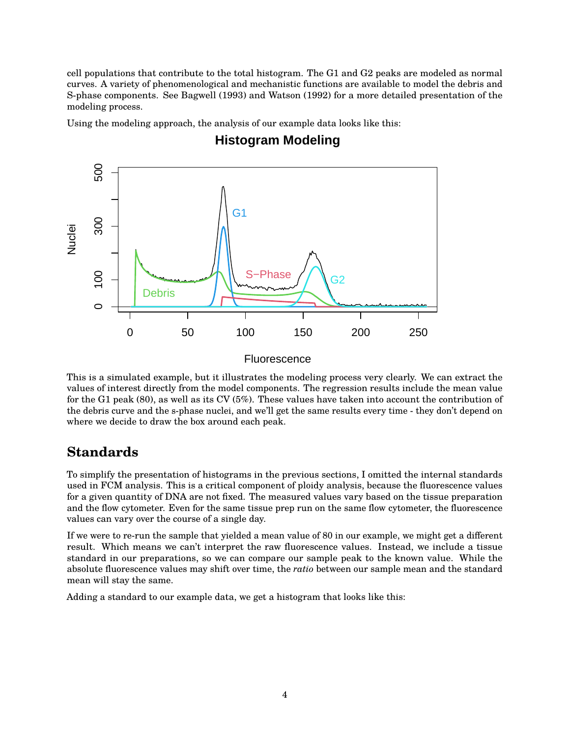cell populations that contribute to the total histogram. The G1 and G2 peaks are modeled as normal curves. A variety of phenomenological and mechanistic functions are available to model the debris and S-phase components. See Bagwell (1993) and Watson (1992) for a more detailed presentation of the modeling process.

Using the modeling approach, the analysis of our example data looks like this:

This is a simulated example, but it illustrates the modeling process very clearly. We can extract the values of interest directly from the model components. The regression results include the mean value for the G1 peak (80), as well as its CV (5%). These values have taken into account the contribution of the debris curve and the s-phase nuclei, and we'll get the same results every time - they don't depend on where we decide to draw the box around each peak.

## Standards

To simplify the presentation of histograms in the previous sections, I omitted the internal standards used in FCM analysis. This is a critical component of ploidy analysis, because the fluorescence values for a given quantity of DNA are not fixed. The measured values vary based on the tissue preparation and the flow cytometer. Even for the same tissue prep run on the same flow cytometer, the fluorescence values can vary over the course of a single day.

If we were to re-run the sample that yielded a mean value of 80 in our example, we might get a different result. Which means we can't interpret the raw fluorescence values. Instead, we include a tissue standard in our preparations, so we can compare our sample peak to the known value. While the absolute fluorescence values may shift over time, the *ratio* between our sample mean and the standard mean will stay the same.

Adding a standard to our example data, we get a histogram that looks like this: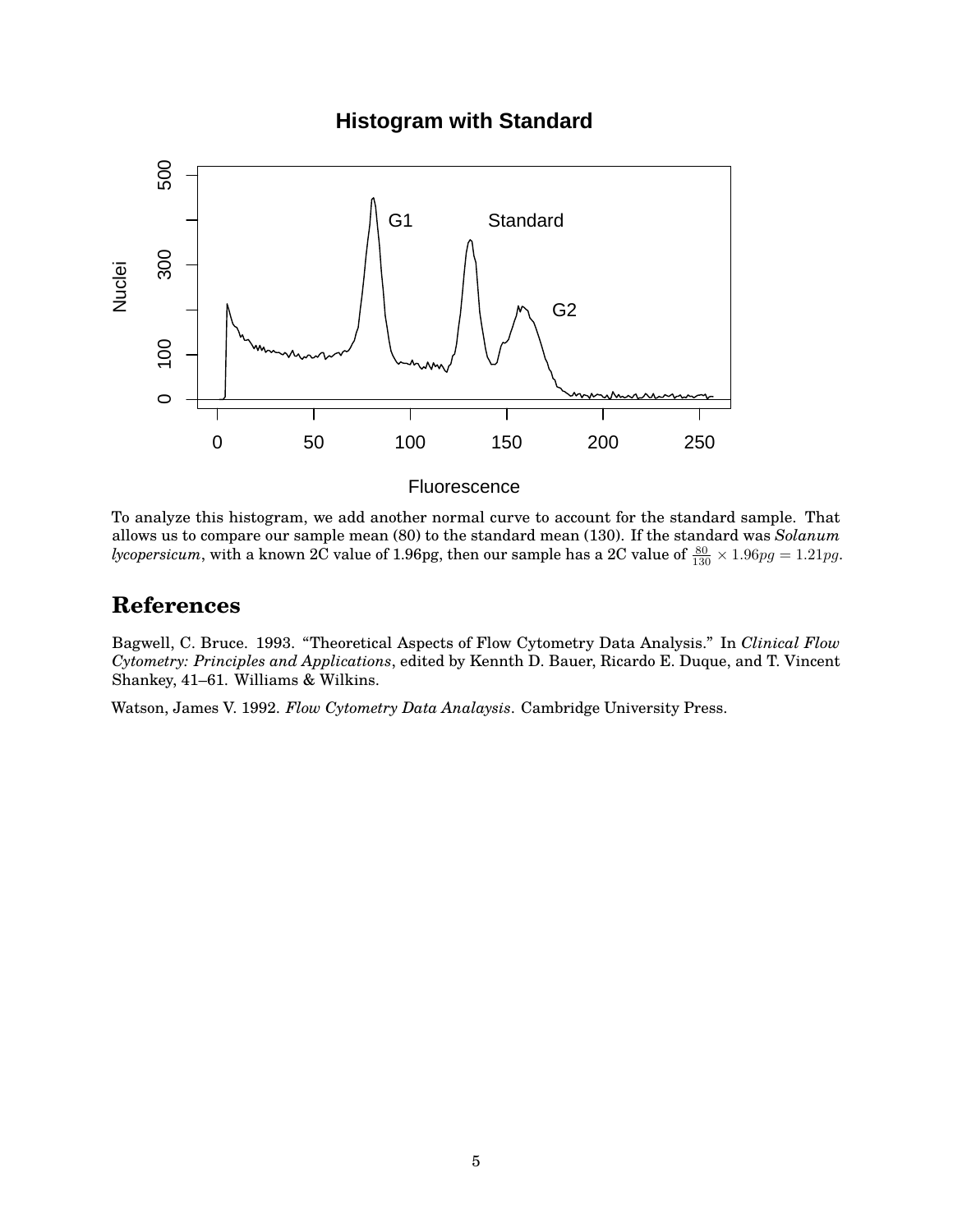**Histogram with Standard**

Nuclei

0
100
300
500

G1
Standard
G2

0
50
100
150
200
250

Fluorescence

To analyze this histogram, we add another normal curve to account for the standard sample. That allows us to compare our sample mean (80) to the standard mean (130). If the standard was *Solanum lycopersicum*, with a known 2C value of 1.96pg, then our sample has a 2C value of $\frac{80}{130} \times 1.96pg = 1.21pg$.

## References

Bagwell, C. Bruce. 1993. "Theoretical Aspects of Flow Cytometry Data Analysis." In *Clinical Flow Cytometry: Principles and Applications*, edited by Kennth D. Bauer, Ricardo E. Duque, and T. Vincent Shankey, 41–61. Williams & Wilkins.

Watson, James V. 1992. *Flow Cytometry Data Analaysis*. Cambridge University Press.